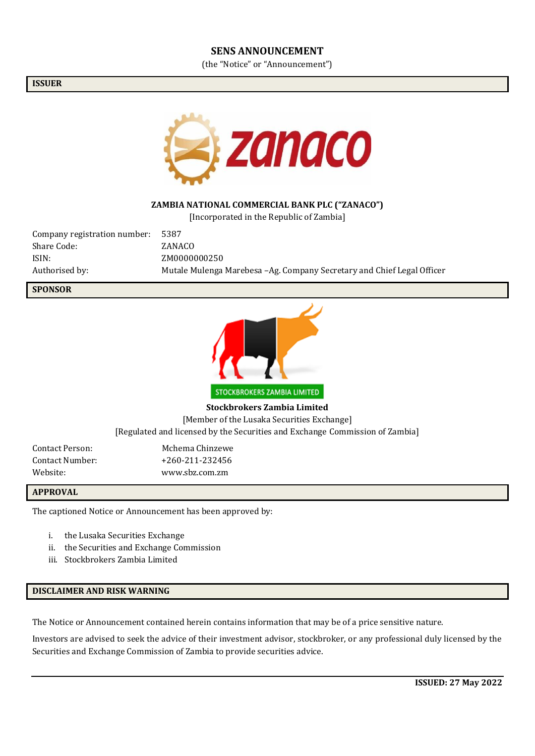# SENS ANNOUNCEMENT

(the "Notice" or "Announcement")

## ISSUER

**ZAMBIA NATIONAL COMMERCIAL BANK PLC ("ZANACO")**

[Incorporated in the Republic of Zambia]

| | |
|---|---|
| Company registration number: | 5387 |
| Share Code: | ZANACO |
| ISIN: | ZM0000000250 |
| Authorised by: | Mutale Mulenga Marebesa –Ag. Company Secretary and Chief Legal Officer |

## SPONSOR

STOCKBROKERS ZAMBIA LIMITED

**Stockbrokers Zambia Limited**

[Member of the Lusaka Securities Exchange]

[Regulated and licensed by the Securities and Exchange Commission of Zambia]

| | |
|---|---|
| Contact Person: | Mchema Chinzewe |
| Contact Number: | +260-211-232456 |
| Website: | www.sbz.com.zm |

## APPROVAL

The captioned Notice or Announcement has been approved by:

i. the Lusaka Securities Exchange
ii. the Securities and Exchange Commission
iii. Stockbrokers Zambia Limited

## DISCLAIMER AND RISK WARNING

The Notice or Announcement contained herein contains information that may be of a price sensitive nature.

Investors are advised to seek the advice of their investment advisor, stockbroker, or any professional duly licensed by the Securities and Exchange Commission of Zambia to provide securities advice.

**ISSUED: 27 May 2022**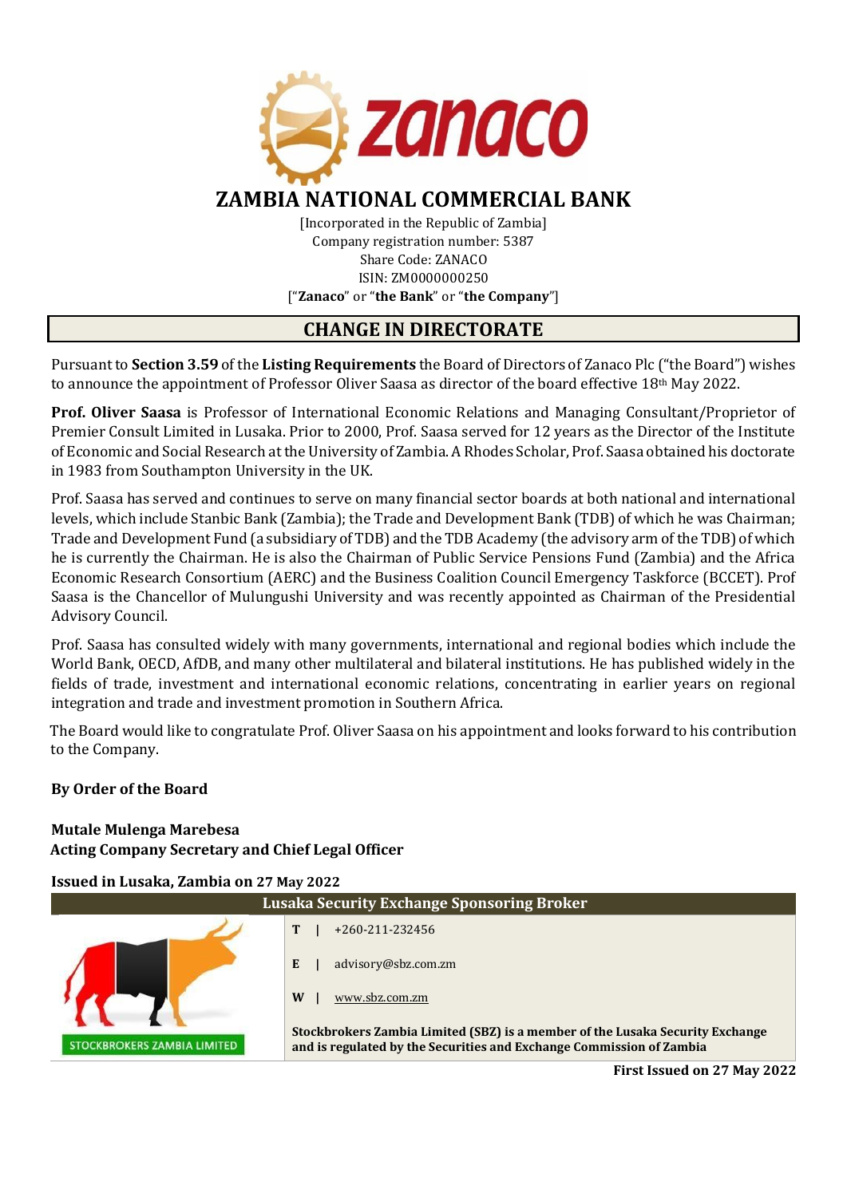# ZAMBIA NATIONAL COMMERCIAL BANK

[Incorporated in the Republic of Zambia]
Company registration number: 5387
Share Code: ZANACO
ISIN: ZM0000000250
["**Zanaco**" or "**the Bank**" or "**the Company**"]

## CHANGE IN DIRECTORATE

Pursuant to **Section 3.59** of the **Listing Requirements** the Board of Directors of Zanaco Plc ("the Board") wishes to announce the appointment of Professor Oliver Saasa as director of the board effective 18th May 2022.

**Prof. Oliver Saasa** is Professor of International Economic Relations and Managing Consultant/Proprietor of Premier Consult Limited in Lusaka. Prior to 2000, Prof. Saasa served for 12 years as the Director of the Institute of Economic and Social Research at the University of Zambia. A Rhodes Scholar, Prof. Saasa obtained his doctorate in 1983 from Southampton University in the UK.

Prof. Saasa has served and continues to serve on many financial sector boards at both national and international levels, which include Stanbic Bank (Zambia); the Trade and Development Bank (TDB) of which he was Chairman; Trade and Development Fund (a subsidiary of TDB) and the TDB Academy (the advisory arm of the TDB) of which he is currently the Chairman. He is also the Chairman of Public Service Pensions Fund (Zambia) and the Africa Economic Research Consortium (AERC) and the Business Coalition Council Emergency Taskforce (BCCET). Prof Saasa is the Chancellor of Mulungushi University and was recently appointed as Chairman of the Presidential Advisory Council.

Prof. Saasa has consulted widely with many governments, international and regional bodies which include the World Bank, OECD, AfDB, and many other multilateral and bilateral institutions. He has published widely in the fields of trade, investment and international economic relations, concentrating in earlier years on regional integration and trade and investment promotion in Southern Africa.

The Board would like to congratulate Prof. Oliver Saasa on his appointment and looks forward to his contribution to the Company.

**By Order of the Board**

**Mutale Mulenga Marebesa**
**Acting Company Secretary and Chief Legal Officer**

**Issued in Lusaka, Zambia on 27 May 2022**

**Lusaka Security Exchange Sponsoring Broker**

STOCKBROKERS ZAMBIA LIMITED

**T** | +260-211-232456

**E** | advisory@sbz.com.zm

**W** | www.sbz.com.zm

**Stockbrokers Zambia Limited (SBZ) is a member of the Lusaka Security Exchange and is regulated by the Securities and Exchange Commission of Zambia**

**First Issued on 27 May 2022**